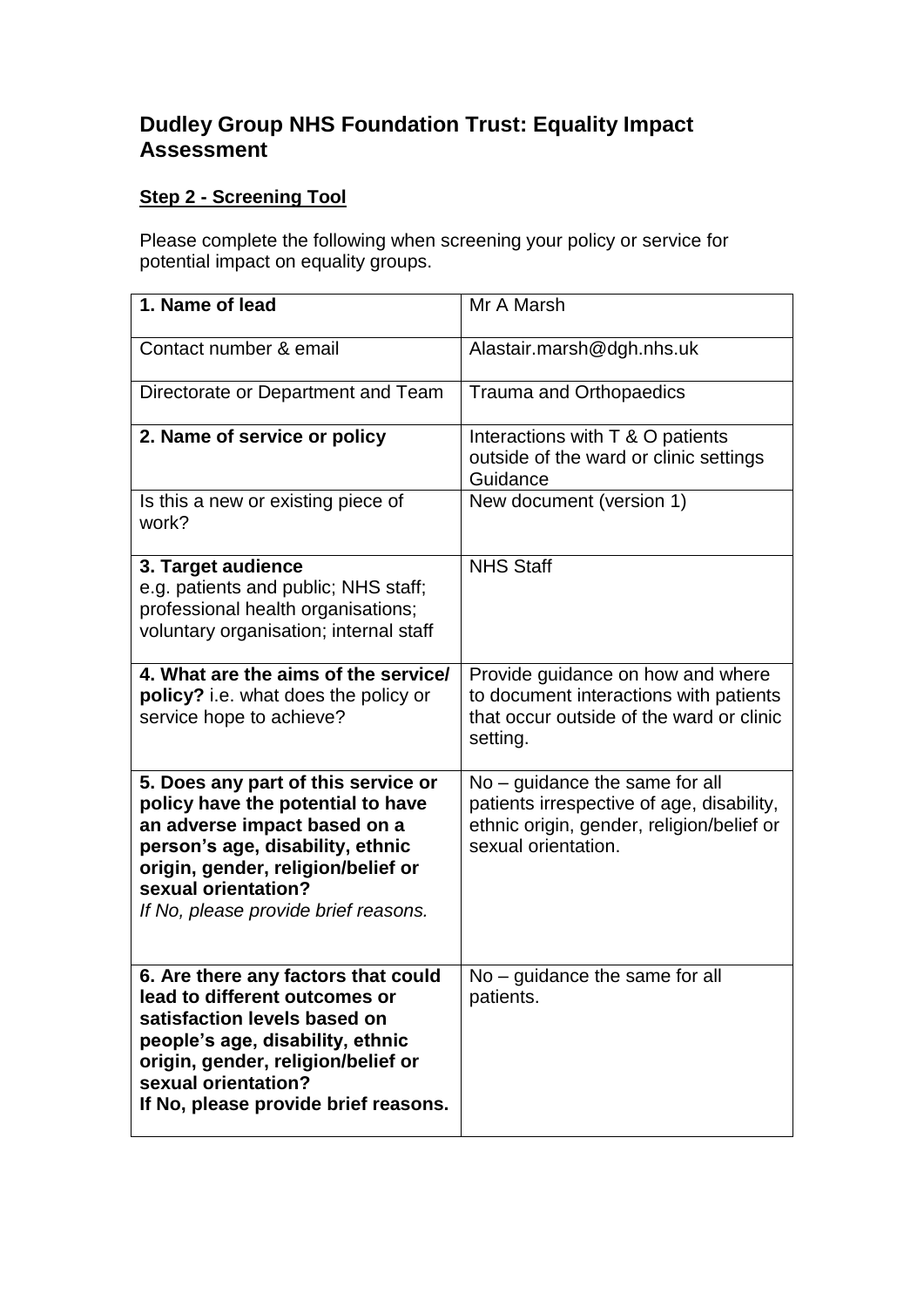# Dudley Group NHS Foundation Trust: Equality Impact Assessment

**Step 2 - Screening Tool**

Please complete the following when screening your policy or service for potential impact on equality groups.

| **1. Name of lead** | Mr A Marsh |
|---|---|
| Contact number & email | Alastair.marsh@dgh.nhs.uk |
| Directorate or Department and Team | Trauma and Orthopaedics |
| **2. Name of service or policy** | Interactions with T & O patients outside of the ward or clinic settings Guidance |
| Is this a new or existing piece of work? | New document (version 1) |
| **3. Target audience** e.g. patients and public; NHS staff; professional health organisations; voluntary organisation; internal staff | NHS Staff |
| **4. What are the aims of the service/ policy?** i.e. what does the policy or service hope to achieve? | Provide guidance on how and where to document interactions with patients that occur outside of the ward or clinic setting. |
| **5. Does any part of this service or policy have the potential to have an adverse impact based on a person's age, disability, ethnic origin, gender, religion/belief or sexual orientation?** *If No, please provide brief reasons.* | No – guidance the same for all patients irrespective of age, disability, ethnic origin, gender, religion/belief or sexual orientation. |
| **6. Are there any factors that could lead to different outcomes or satisfaction levels based on people's age, disability, ethnic origin, gender, religion/belief or sexual orientation? If No, please provide brief reasons.** | No – guidance the same for all patients. |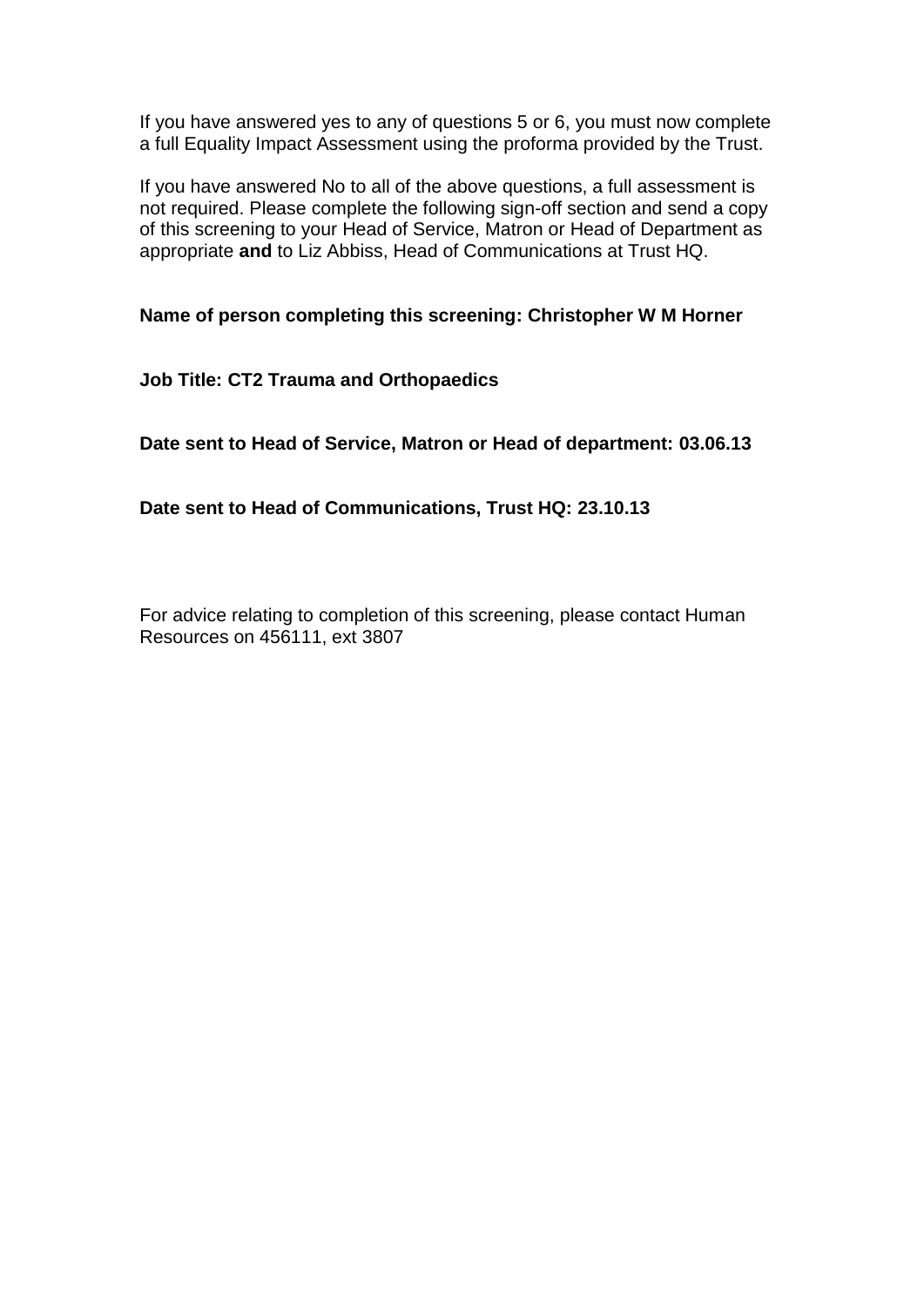If you have answered yes to any of questions 5 or 6, you must now complete a full Equality Impact Assessment using the proforma provided by the Trust.

If you have answered No to all of the above questions, a full assessment is not required. Please complete the following sign-off section and send a copy of this screening to your Head of Service, Matron or Head of Department as appropriate **and** to Liz Abbiss, Head of Communications at Trust HQ.

**Name of person completing this screening: Christopher W M Horner**

**Job Title: CT2 Trauma and Orthopaedics**

**Date sent to Head of Service, Matron or Head of department: 03.06.13**

**Date sent to Head of Communications, Trust HQ: 23.10.13**

For advice relating to completion of this screening, please contact Human Resources on 456111, ext 3807